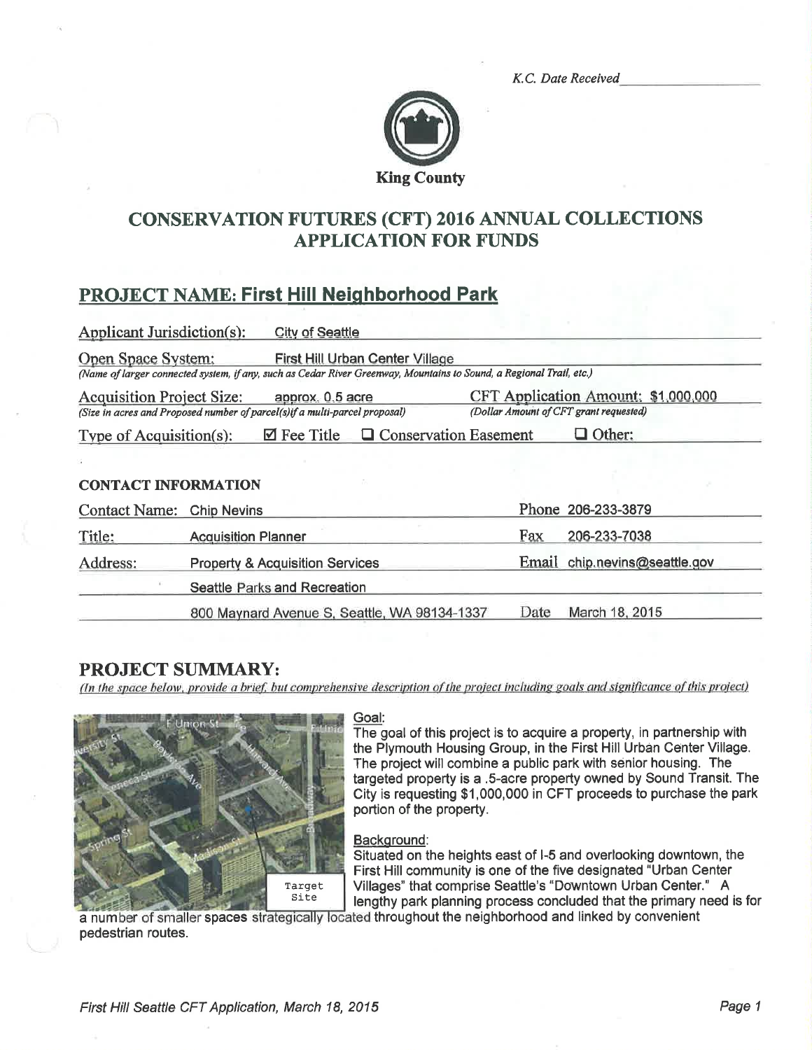*K.C. Date Received* \_\_\_\_\_\_\_\_\_\_\_\_\_\_\_\_

**King County**

# CONSERVATION FUTURES (CFT) 2016 ANNUAL COLLECTIONS APPLICATION FOR FUNDS

## PROJECT NAME: First Hill Neighborhood Park

**Applicant Jurisdiction(s):** City of Seattle

**Open Space System:** First Hill Urban Center Village
*(Name of larger connected system, if any, such as Cedar River Greenway, Mountains to Sound, a Regional Trail, etc.)*

**Acquisition Project Size:** approx. 0.5 acre
*(Size in acres and Proposed number of parcel(s)if a multi-parcel proposal)*

**CFT Application Amount:** $1,000,000
*(Dollar Amount of CFT grant requested)*

**Type of Acquisition(s):** ☑ Fee Title ☐ Conservation Easement ☐ Other:

### CONTACT INFORMATION

| | | | |
|---|---|---|---|
| Contact Name: | Chip Nevins | Phone | 206-233-3879 |
| Title: | Acquisition Planner | Fax | 206-233-7038 |
| Address: | Property & Acquisition Services | Email | chip.nevins@seattle.gov |
| | Seattle Parks and Recreation | | |
| | 800 Maynard Avenue S, Seattle, WA 98134-1337 | Date | March 18, 2015 |

## PROJECT SUMMARY:

*(In the space below, provide a brief, but comprehensive description of the project including goals and significance of this project)*

Target Site

Goal:

The goal of this project is to acquire a property, in partnership with the Plymouth Housing Group, in the First Hill Urban Center Village. The project will combine a public park with senior housing. The targeted property is a .5-acre property owned by Sound Transit. The City is requesting $1,000,000 in CFT proceeds to purchase the park portion of the property.

Background:

Situated on the heights east of I-5 and overlooking downtown, the First Hill community is one of the five designated "Urban Center Villages" that comprise Seattle's "Downtown Urban Center." A lengthy park planning process concluded that the primary need is for a number of smaller spaces strategically located throughout the neighborhood and linked by convenient pedestrian routes.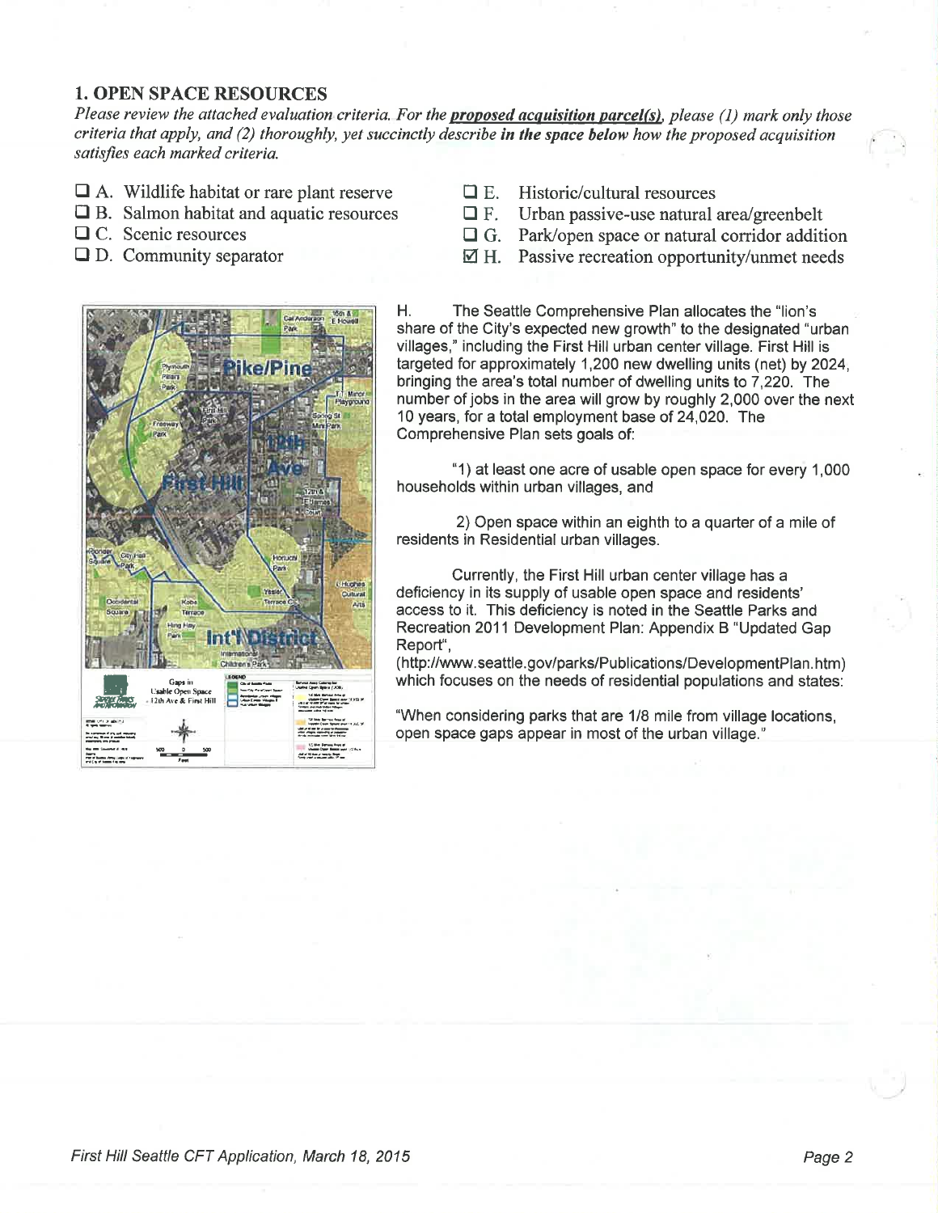## 1. OPEN SPACE RESOURCES

*Please review the attached evaluation criteria. For the **proposed acquisition parcel(s)**, please (1) mark only those criteria that apply, and (2) thoroughly, yet succinctly describe **in the space below** how the proposed acquisition satisfies each marked criteria.*

- ☐ A. Wildlife habitat or rare plant reserve
- ☐ B. Salmon habitat and aquatic resources
- ☐ C. Scenic resources
- ☐ D. Community separator
- ☐ E. Historic/cultural resources
- ☐ F. Urban passive-use natural area/greenbelt
- ☐ G. Park/open space or natural corridor addition
- ☑ H. Passive recreation opportunity/unmet needs

H. The Seattle Comprehensive Plan allocates the "lion's share of the City's expected new growth" to the designated "urban villages," including the First Hill urban center village. First Hill is targeted for approximately 1,200 new dwelling units (net) by 2024, bringing the area's total number of dwelling units to 7,220. The number of jobs in the area will grow by roughly 2,000 over the next 10 years, for a total employment base of 24,020. The Comprehensive Plan sets goals of:

"1) at least one acre of usable open space for every 1,000 households within urban villages, and

2) Open space within an eighth to a quarter of a mile of residents in Residential urban villages.

Currently, the First Hill urban center village has a deficiency in its supply of usable open space and residents' access to it. This deficiency is noted in the Seattle Parks and Recreation 2011 Development Plan: Appendix B "Updated Gap Report", (http://www.seattle.gov/parks/Publications/DevelopmentPlan.htm) which focuses on the needs of residential populations and states:

"When considering parks that are 1/8 mile from village locations, open space gaps appear in most of the urban village."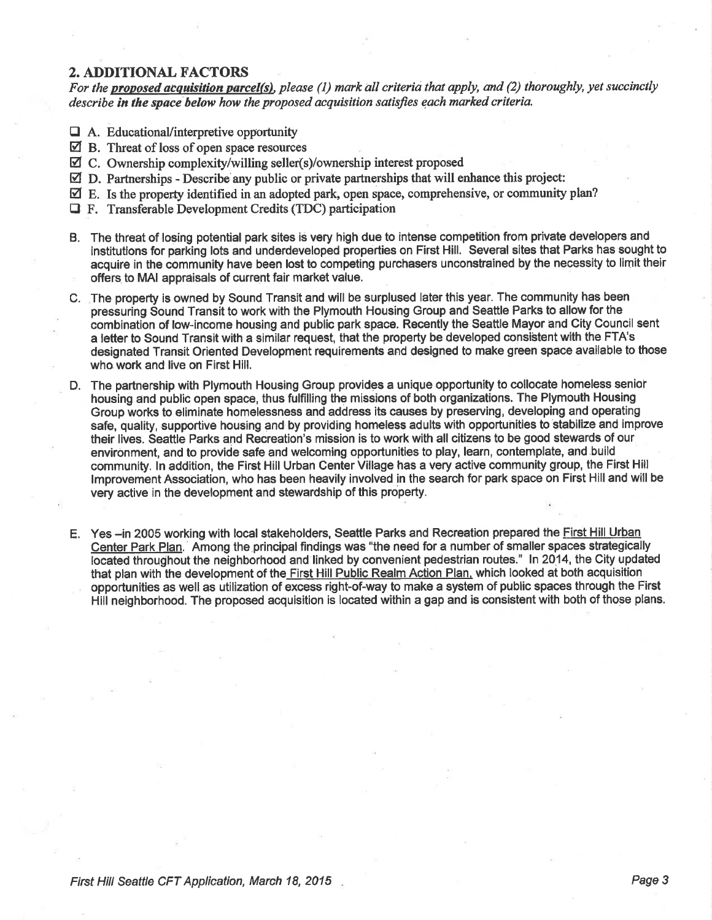## 2. ADDITIONAL FACTORS

*For the* ***proposed acquisition parcel(s)****, please (1) mark all criteria that apply, and (2) thoroughly, yet succinctly describe* ***in the space below*** *how the proposed acquisition satisfies each marked criteria.*

- ☐ A. Educational/interpretive opportunity
- ☑ B. Threat of loss of open space resources
- ☑ C. Ownership complexity/willing seller(s)/ownership interest proposed
- ☑ D. Partnerships - Describe any public or private partnerships that will enhance this project:
- ☑ E. Is the property identified in an adopted park, open space, comprehensive, or community plan?
- ☐ F. Transferable Development Credits (TDC) participation

B. The threat of losing potential park sites is very high due to intense competition from private developers and institutions for parking lots and underdeveloped properties on First Hill. Several sites that Parks has sought to acquire in the community have been lost to competing purchasers unconstrained by the necessity to limit their offers to MAI appraisals of current fair market value.

C. The property is owned by Sound Transit and will be surplused later this year. The community has been pressuring Sound Transit to work with the Plymouth Housing Group and Seattle Parks to allow for the combination of low-income housing and public park space. Recently the Seattle Mayor and City Council sent a letter to Sound Transit with a similar request, that the property be developed consistent with the FTA's designated Transit Oriented Development requirements and designed to make green space available to those who work and live on First Hill.

D. The partnership with Plymouth Housing Group provides a unique opportunity to collocate homeless senior housing and public open space, thus fulfilling the missions of both organizations. The Plymouth Housing Group works to eliminate homelessness and address its causes by preserving, developing and operating safe, quality, supportive housing and by providing homeless adults with opportunities to stabilize and improve their lives. Seattle Parks and Recreation's mission is to work with all citizens to be good stewards of our environment, and to provide safe and welcoming opportunities to play, learn, contemplate, and build community. In addition, the First Hill Urban Center Village has a very active community group, the First Hill Improvement Association, who has been heavily involved in the search for park space on First Hill and will be very active in the development and stewardship of this property.

E. Yes –in 2005 working with local stakeholders, Seattle Parks and Recreation prepared the First Hill Urban Center Park Plan. Among the principal findings was "the need for a number of smaller spaces strategically located throughout the neighborhood and linked by convenient pedestrian routes." In 2014, the City updated that plan with the development of the First Hill Public Realm Action Plan, which looked at both acquisition opportunities as well as utilization of excess right-of-way to make a system of public spaces through the First Hill neighborhood. The proposed acquisition is located within a gap and is consistent with both of those plans.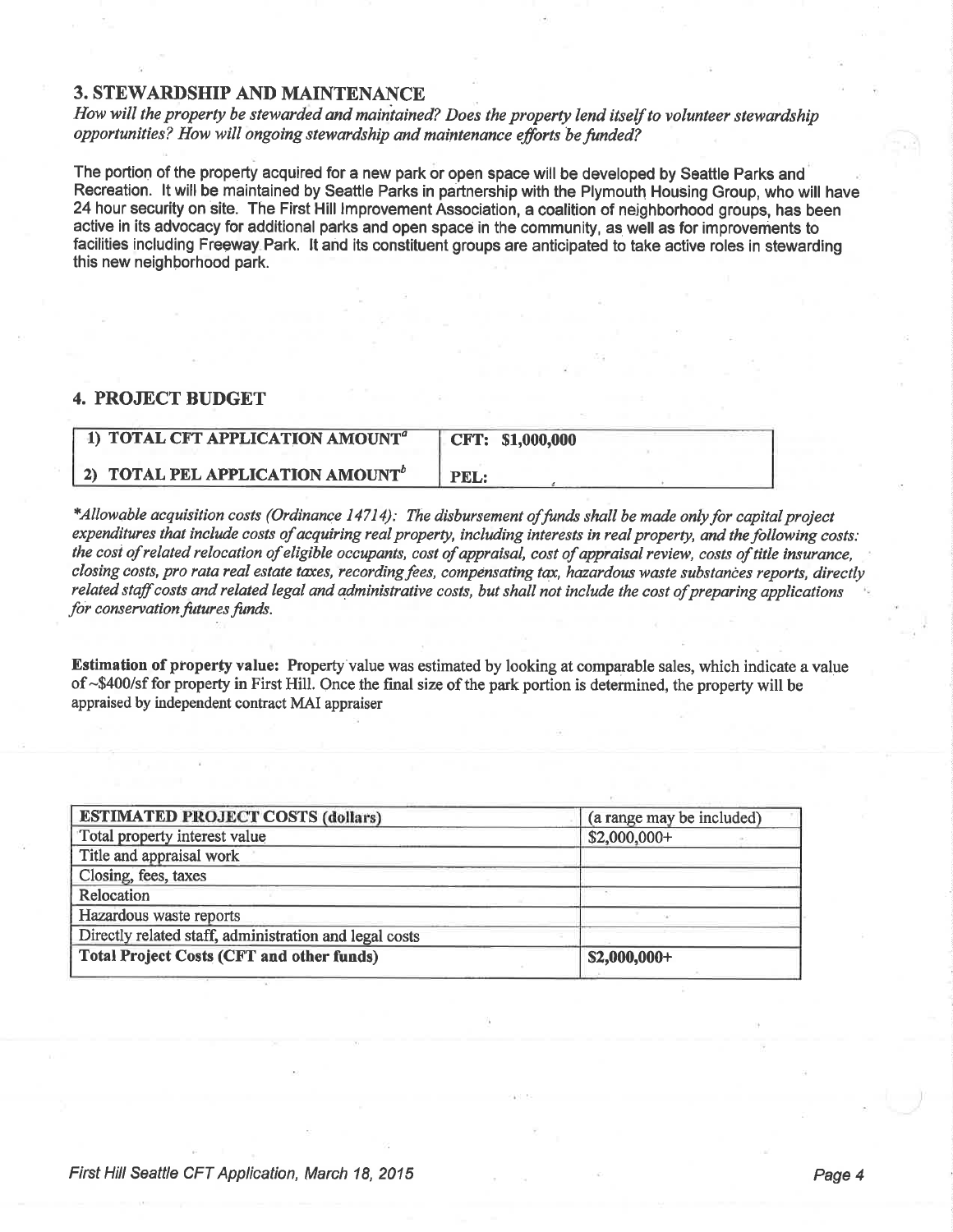## 3. STEWARDSHIP AND MAINTENANCE

*How will the property be stewarded and maintained? Does the property lend itself to volunteer stewardship opportunities? How will ongoing stewardship and maintenance efforts be funded?*

The portion of the property acquired for a new park or open space will be developed by Seattle Parks and Recreation. It will be maintained by Seattle Parks in partnership with the Plymouth Housing Group, who will have 24 hour security on site. The First Hill Improvement Association, a coalition of neighborhood groups, has been active in its advocacy for additional parks and open space in the community, as well as for improvements to facilities including Freeway Park. It and its constituent groups are anticipated to take active roles in stewarding this new neighborhood park.

## 4. PROJECT BUDGET

| 1) TOTAL CFT APPLICATION AMOUNT[a] | CFT: $1,000,000 |
|---|---|
| 2) TOTAL PEL APPLICATION AMOUNT[b] | PEL: |

**Allowable acquisition costs (Ordinance 14714): The disbursement of funds shall be made only for capital project expenditures that include costs of acquiring real property, including interests in real property, and the following costs: the cost of related relocation of eligible occupants, cost of appraisal, cost of appraisal review, costs of title insurance, closing costs, pro rata real estate taxes, recording fees, compensating tax, hazardous waste substances reports, directly related staff costs and related legal and administrative costs, but shall not include the cost of preparing applications for conservation futures funds.*

**Estimation of property value:** Property value was estimated by looking at comparable sales, which indicate a value of ~$400/sf for property in First Hill. Once the final size of the park portion is determined, the property will be appraised by independent contract MAI appraiser

| ESTIMATED PROJECT COSTS (dollars) | (a range may be included) |
|---|---|
| Total property interest value | $2,000,000+ |
| Title and appraisal work | |
| Closing, fees, taxes | |
| Relocation | |
| Hazardous waste reports | |
| Directly related staff, administration and legal costs | |
| **Total Project Costs (CFT and other funds)** | **$2,000,000+** |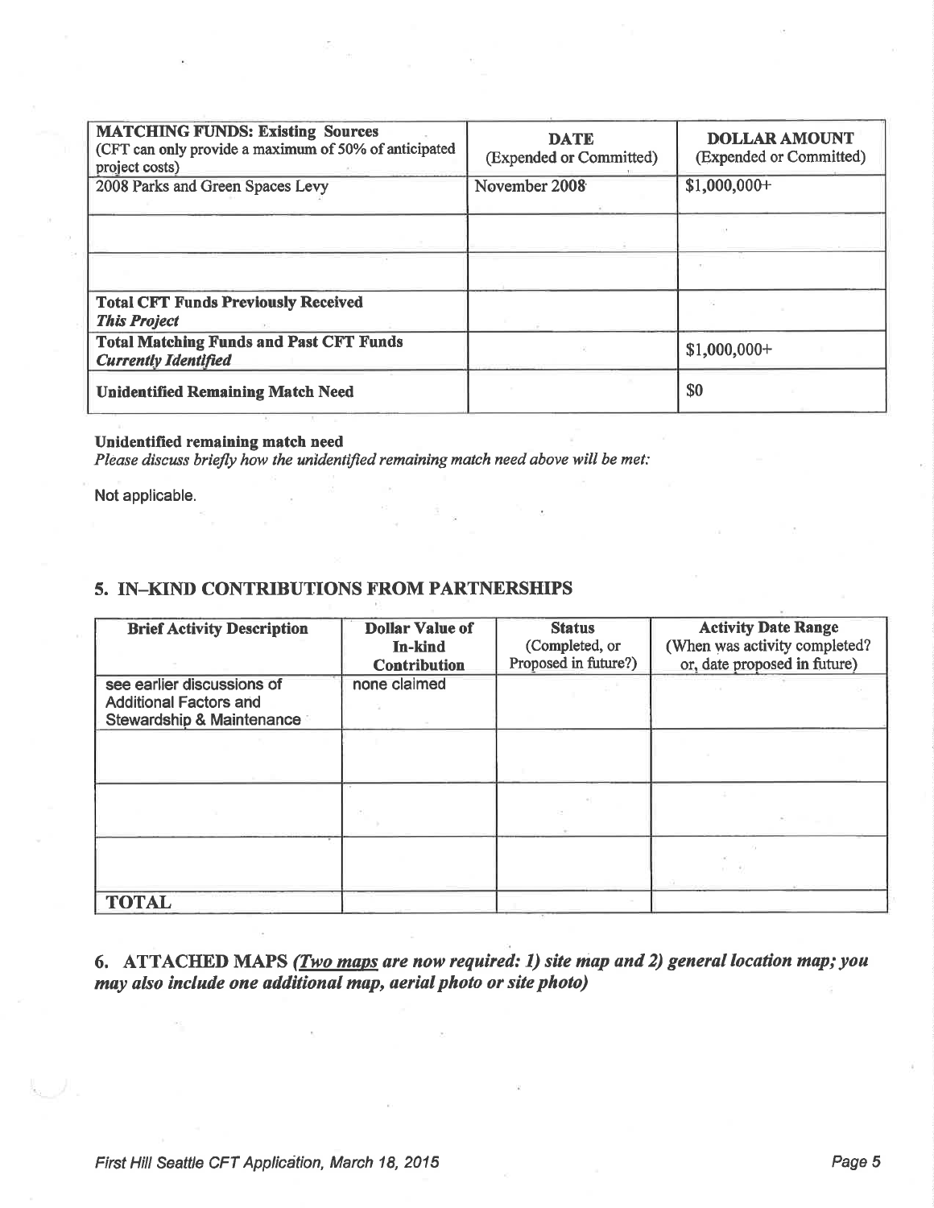| **MATCHING FUNDS: Existing Sources** (CFT can only provide a maximum of 50% of anticipated project costs) | **DATE** (Expended or Committed) | **DOLLAR AMOUNT** (Expended or Committed) |
|---|---|---|
| 2008 Parks and Green Spaces Levy | November 2008 | $1,000,000+ |
| | | |
| | | |
| **Total CFT Funds Previously Received** ***This Project*** | | |
| **Total Matching Funds and Past CFT Funds** ***Currently Identified*** | | $1,000,000+ |
| **Unidentified Remaining Match Need** | | $0 |

**Unidentified remaining match need**

*Please discuss briefly how the unidentified remaining match need above will be met:*

Not applicable.

## 5. IN–KIND CONTRIBUTIONS FROM PARTNERSHIPS

| **Brief Activity Description** | **Dollar Value of In-kind Contribution** | **Status** (Completed, or Proposed in future?) | **Activity Date Range** (When was activity completed? or, date proposed in future) |
|---|---|---|---|
| see earlier discussions of Additional Factors and Stewardship & Maintenance | none claimed | | |
| | | | |
| | | | |
| | | | |
| **TOTAL** | | | |

## 6. ATTACHED MAPS *(Two maps are now required: 1) site map and 2) general location map; you may also include one additional map, aerial photo or site photo)*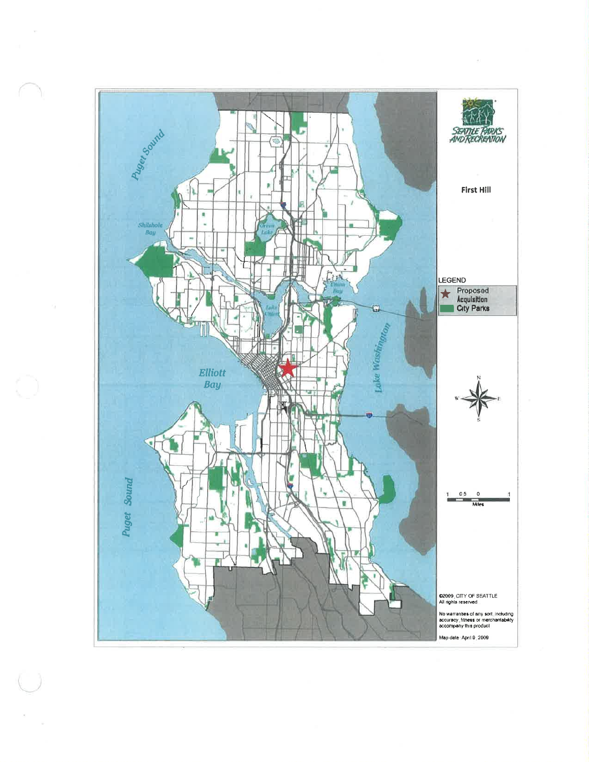SEATTLE PARKS AND RECREATION

First Hill

LEGEND

★ Proposed Acquisition

City Parks

©2009, CITY OF SEATTLE
All rights reserved

No warranties of any sort, including accuracy, fitness or merchantability accompany this product

Map date: April 9, 2009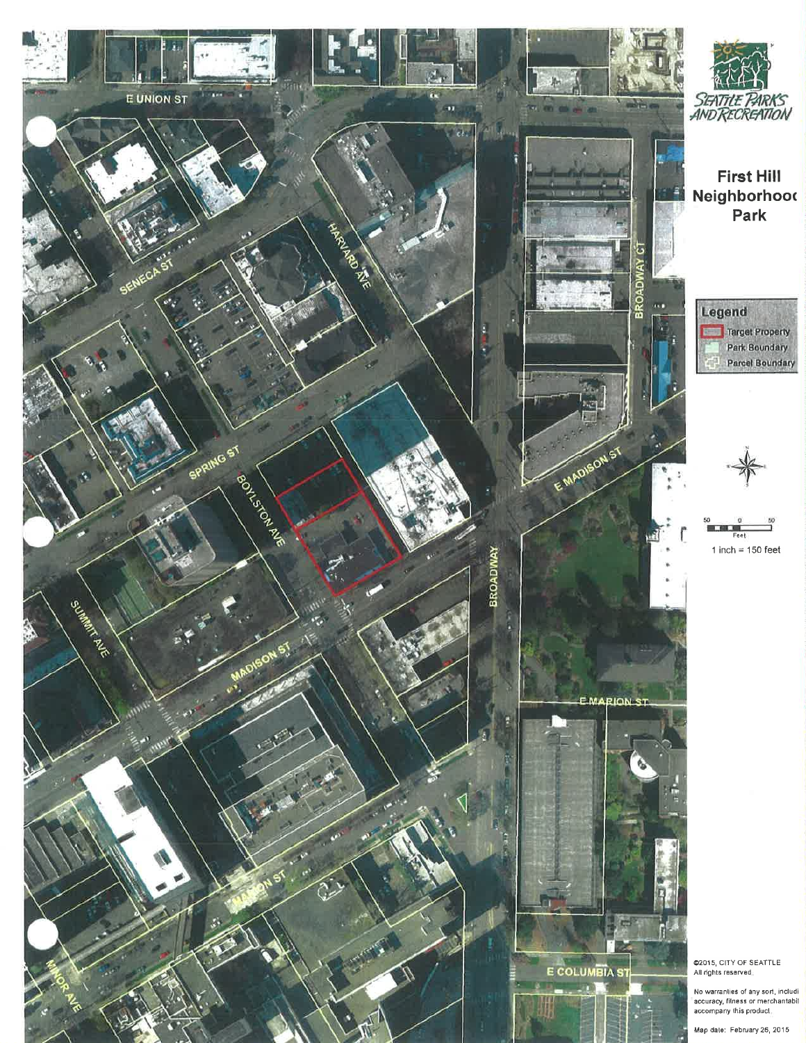SEATTLE PARKS AND RECREATION

# First Hill Neighborhood Park

**Legend**

- Target Property
- Park Boundary
- Parcel Boundary

50 0 50

Feet

1 inch = 150 feet

E UNION ST

SENECA ST

HARVARD AVE

SPRING ST

BOYLSTON AVE

BROADWAY CT

E MADISON ST

BROADWAY

SUMMIT AVE

MADISON ST

E MARION ST

MARION ST

MINOR AVE

E COLUMBIA ST

©2015, CITY OF SEATTLE
All rights reserved.

No warranties of any sort, includi accuracy, fitness or merchantabil accompany this product.

Map date: February 26, 2015